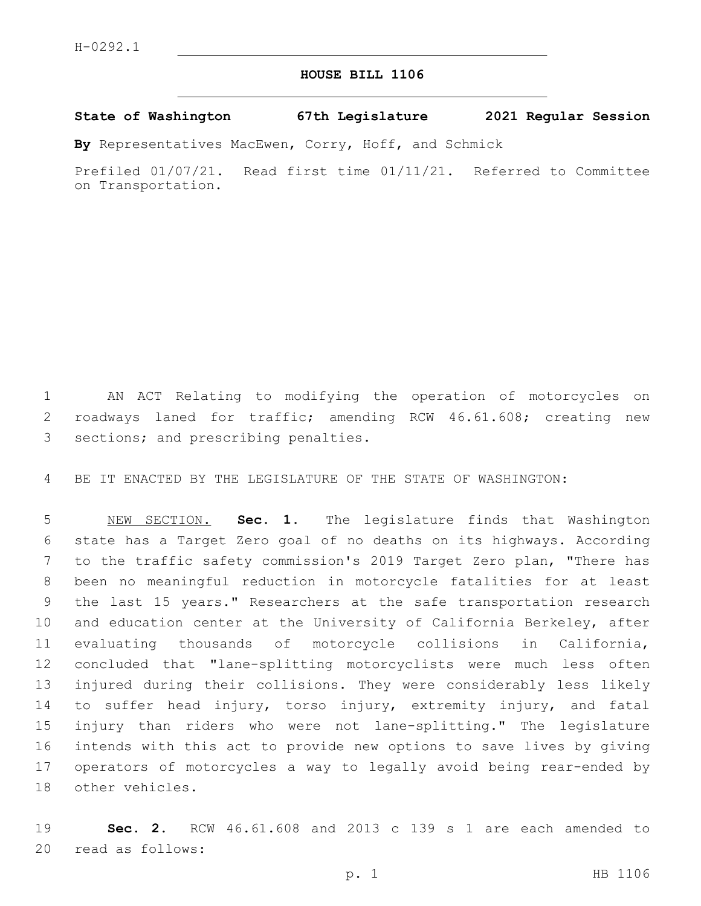H-0292.1

# HOUSE BILL 1106

**State of Washington 67th Legislature 2021 Regular Session**

**By** Representatives MacEwen, Corry, Hoff, and Schmick

Prefiled 01/07/21. Read first time 01/11/21. Referred to Committee on Transportation.

AN ACT Relating to modifying the operation of motorcycles on roadways laned for traffic; amending RCW 46.61.608; creating new sections; and prescribing penalties.

BE IT ENACTED BY THE LEGISLATURE OF THE STATE OF WASHINGTON:

NEW SECTION. **Sec. 1.** The legislature finds that Washington state has a Target Zero goal of no deaths on its highways. According to the traffic safety commission's 2019 Target Zero plan, "There has been no meaningful reduction in motorcycle fatalities for at least the last 15 years." Researchers at the safe transportation research and education center at the University of California Berkeley, after evaluating thousands of motorcycle collisions in California, concluded that "lane-splitting motorcyclists were much less often injured during their collisions. They were considerably less likely to suffer head injury, torso injury, extremity injury, and fatal injury than riders who were not lane-splitting." The legislature intends with this act to provide new options to save lives by giving operators of motorcycles a way to legally avoid being rear-ended by other vehicles.

**Sec. 2.** RCW 46.61.608 and 2013 c 139 s 1 are each amended to read as follows: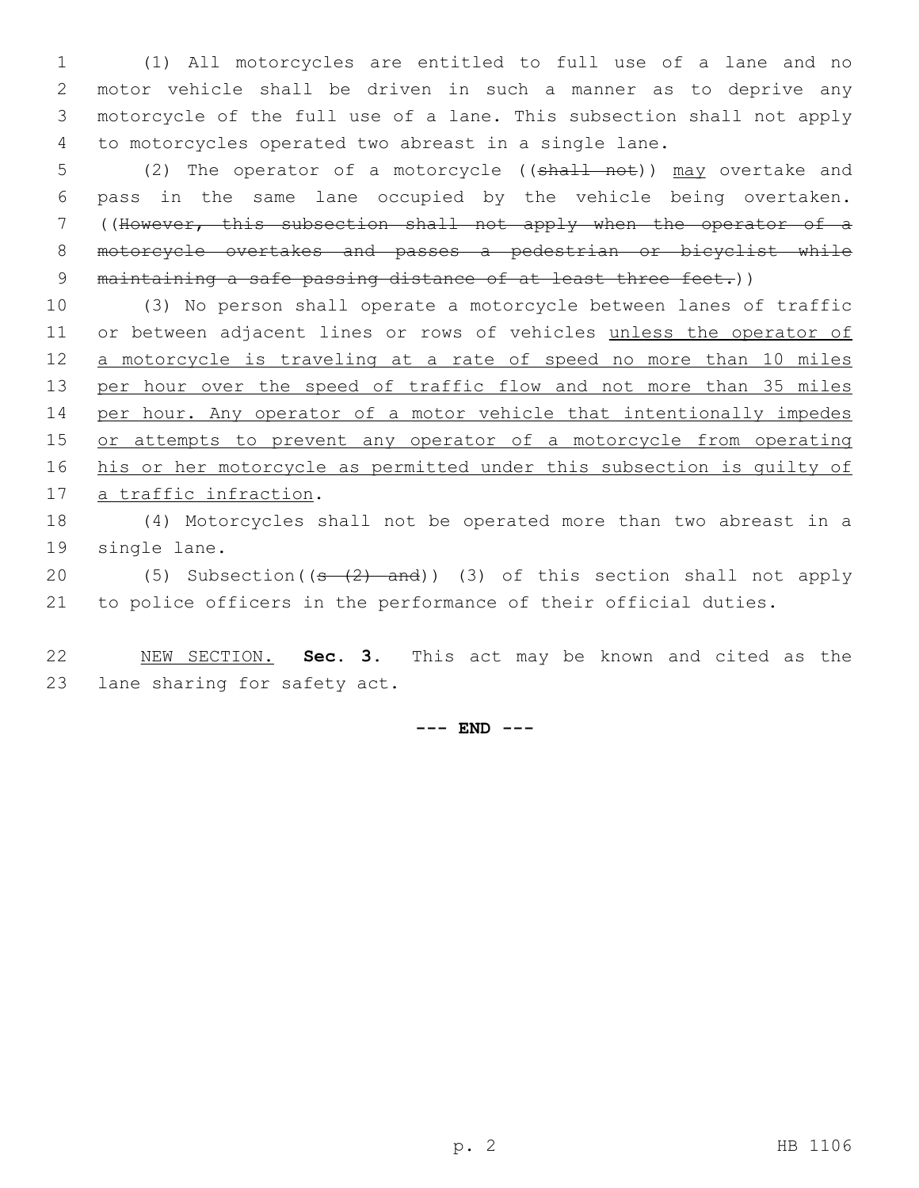(1) All motorcycles are entitled to full use of a lane and no motor vehicle shall be driven in such a manner as to deprive any motorcycle of the full use of a lane. This subsection shall not apply to motorcycles operated two abreast in a single lane.

(2) The operator of a motorcycle ((~~shall not~~)) <u>may</u> overtake and pass in the same lane occupied by the vehicle being overtaken. ((~~However, this subsection shall not apply when the operator of a motorcycle overtakes and passes a pedestrian or bicyclist while maintaining a safe passing distance of at least three feet.~~))

(3) No person shall operate a motorcycle between lanes of traffic or between adjacent lines or rows of vehicles <u>unless the operator of a motorcycle is traveling at a rate of speed no more than 10 miles per hour over the speed of traffic flow and not more than 35 miles per hour. Any operator of a motor vehicle that intentionally impedes or attempts to prevent any operator of a motorcycle from operating his or her motorcycle as permitted under this subsection is guilty of a traffic infraction</u>.

(4) Motorcycles shall not be operated more than two abreast in a single lane.

(5) Subsection((~~s (2) and~~)) (3) of this section shall not apply to police officers in the performance of their official duties.

<u>NEW SECTION.</u> **Sec. 3.** This act may be known and cited as the lane sharing for safety act.

**--- END ---**